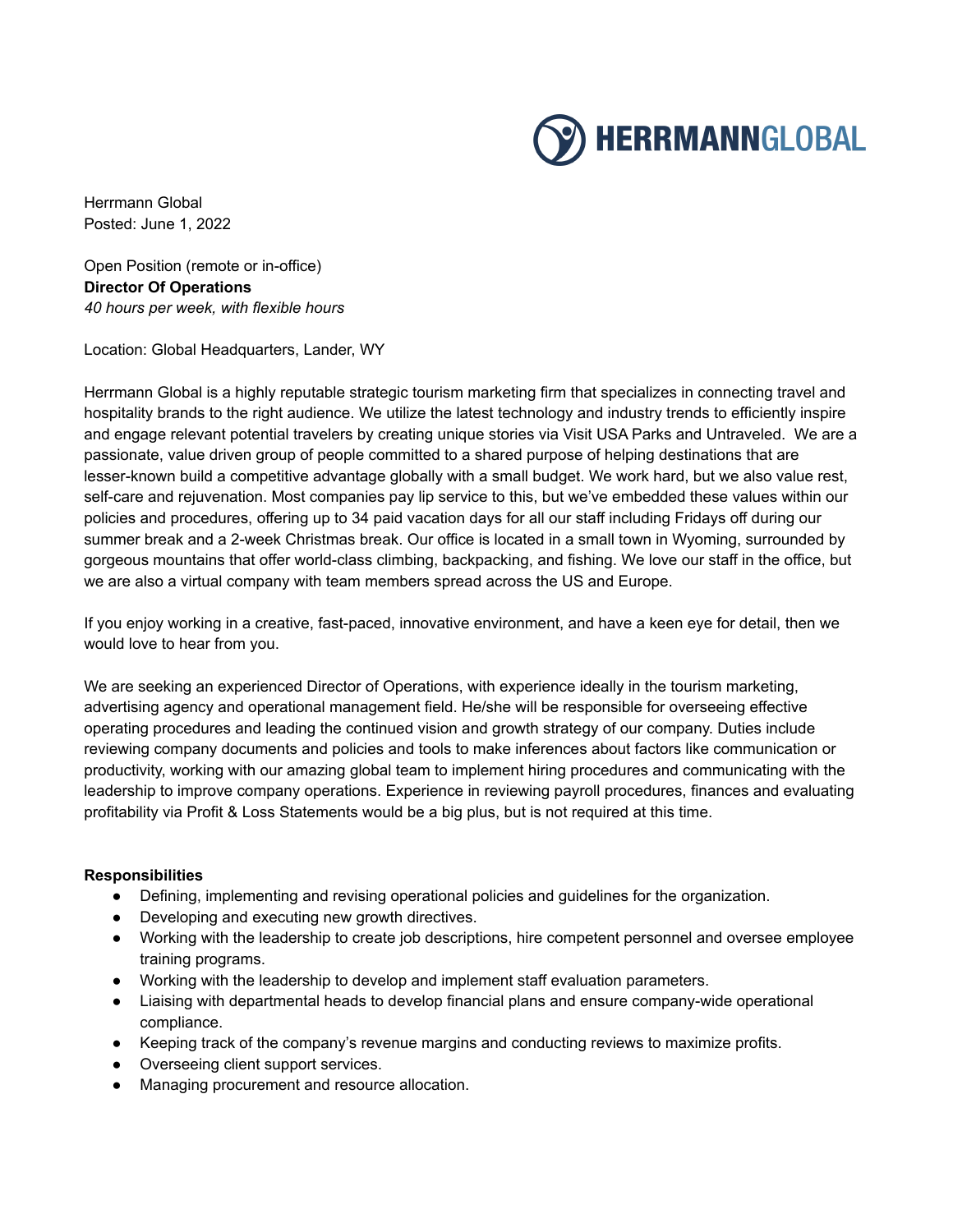HERRMANNGLOBAL

Herrmann Global
Posted: June 1, 2022

Open Position (remote or in-office)
**Director Of Operations**
*40 hours per week, with flexible hours*

Location: Global Headquarters, Lander, WY

Herrmann Global is a highly reputable strategic tourism marketing firm that specializes in connecting travel and hospitality brands to the right audience. We utilize the latest technology and industry trends to efficiently inspire and engage relevant potential travelers by creating unique stories via Visit USA Parks and Untraveled. We are a passionate, value driven group of people committed to a shared purpose of helping destinations that are lesser-known build a competitive advantage globally with a small budget. We work hard, but we also value rest, self-care and rejuvenation. Most companies pay lip service to this, but we've embedded these values within our policies and procedures, offering up to 34 paid vacation days for all our staff including Fridays off during our summer break and a 2-week Christmas break. Our office is located in a small town in Wyoming, surrounded by gorgeous mountains that offer world-class climbing, backpacking, and fishing. We love our staff in the office, but we are also a virtual company with team members spread across the US and Europe.

If you enjoy working in a creative, fast-paced, innovative environment, and have a keen eye for detail, then we would love to hear from you.

We are seeking an experienced Director of Operations, with experience ideally in the tourism marketing, advertising agency and operational management field. He/she will be responsible for overseeing effective operating procedures and leading the continued vision and growth strategy of our company. Duties include reviewing company documents and policies and tools to make inferences about factors like communication or productivity, working with our amazing global team to implement hiring procedures and communicating with the leadership to improve company operations. Experience in reviewing payroll procedures, finances and evaluating profitability via Profit & Loss Statements would be a big plus, but is not required at this time.

**Responsibilities**

- Defining, implementing and revising operational policies and guidelines for the organization.
- Developing and executing new growth directives.
- Working with the leadership to create job descriptions, hire competent personnel and oversee employee training programs.
- Working with the leadership to develop and implement staff evaluation parameters.
- Liaising with departmental heads to develop financial plans and ensure company-wide operational compliance.
- Keeping track of the company's revenue margins and conducting reviews to maximize profits.
- Overseeing client support services.
- Managing procurement and resource allocation.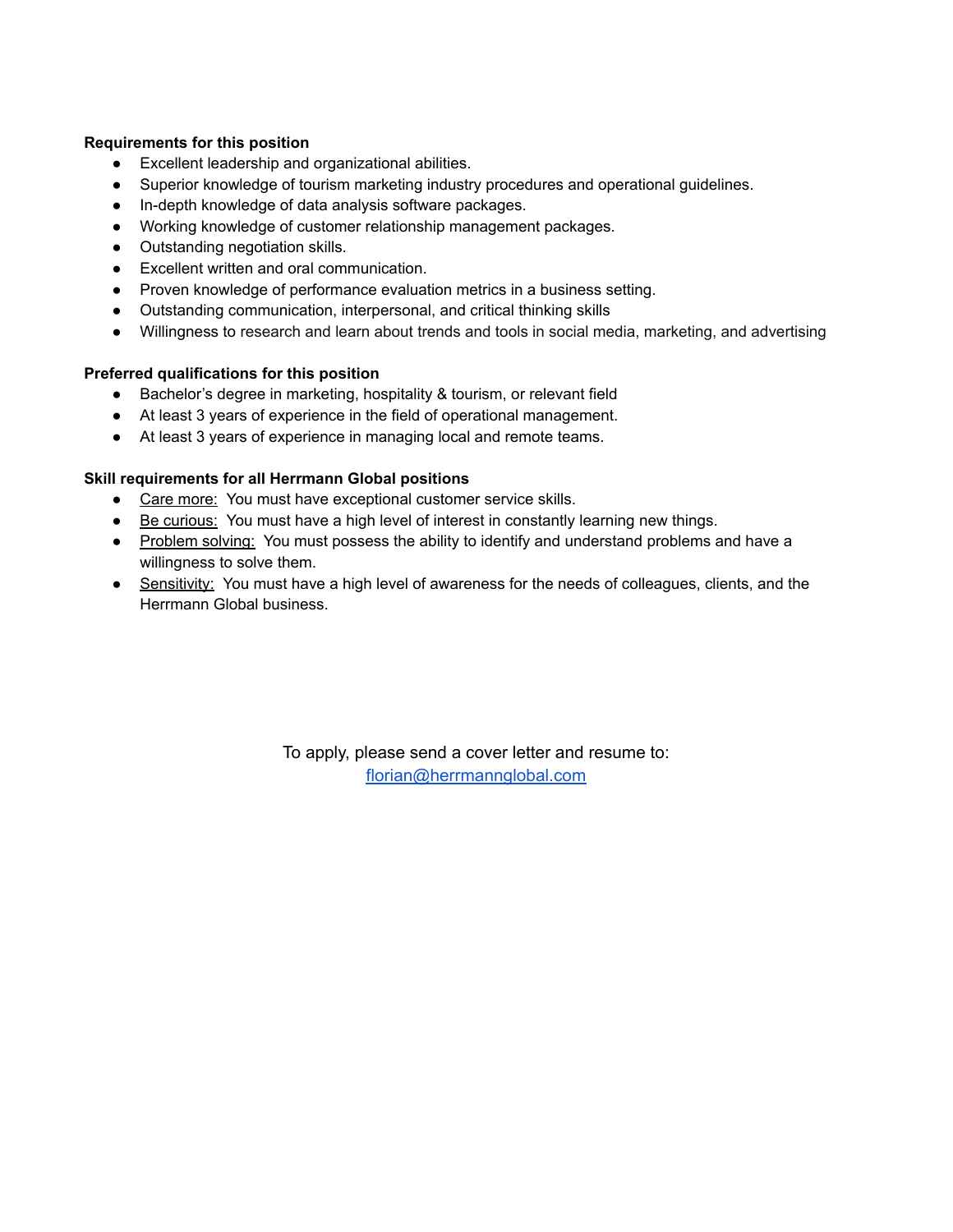**Requirements for this position**

- Excellent leadership and organizational abilities.
- Superior knowledge of tourism marketing industry procedures and operational guidelines.
- In-depth knowledge of data analysis software packages.
- Working knowledge of customer relationship management packages.
- Outstanding negotiation skills.
- Excellent written and oral communication.
- Proven knowledge of performance evaluation metrics in a business setting.
- Outstanding communication, interpersonal, and critical thinking skills
- Willingness to research and learn about trends and tools in social media, marketing, and advertising

**Preferred qualifications for this position**

- Bachelor's degree in marketing, hospitality & tourism, or relevant field
- At least 3 years of experience in the field of operational management.
- At least 3 years of experience in managing local and remote teams.

**Skill requirements for all Herrmann Global positions**

- <u>Care more:</u> You must have exceptional customer service skills.
- <u>Be curious:</u> You must have a high level of interest in constantly learning new things.
- <u>Problem solving:</u> You must possess the ability to identify and understand problems and have a willingness to solve them.
- <u>Sensitivity:</u> You must have a high level of awareness for the needs of colleagues, clients, and the Herrmann Global business.

To apply, please send a cover letter and resume to:
[florian@herrmannglobal.com](mailto:florian@herrmannglobal.com)